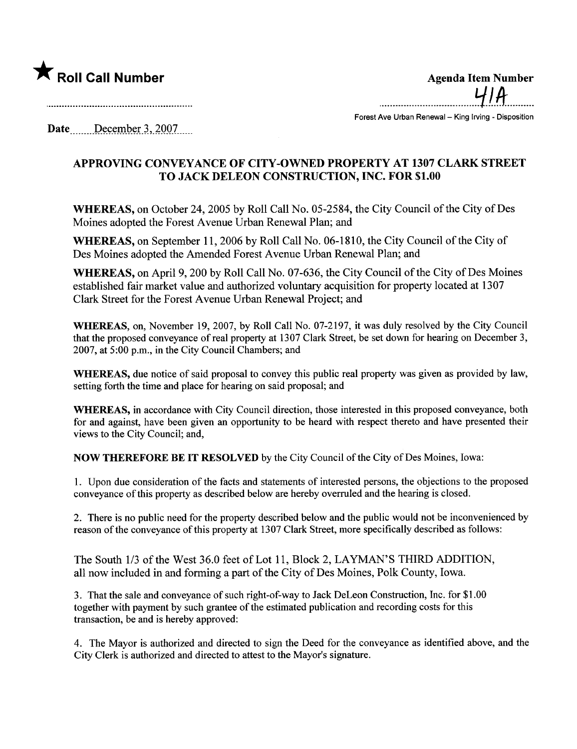★ **Roll Call Number**

**Agenda Item Number**

41A

Forest Ave Urban Renewal – King Irving - Disposition

Date December 3, 2007

## APPROVING CONVEYANCE OF CITY-OWNED PROPERTY AT 1307 CLARK STREET TO JACK DELEON CONSTRUCTION, INC. FOR $1.00

**WHEREAS,** on October 24, 2005 by Roll Call No. 05-2584, the City Council of the City of Des Moines adopted the Forest Avenue Urban Renewal Plan; and

**WHEREAS,** on September 11, 2006 by Roll Call No. 06-1810, the City Council of the City of Des Moines adopted the Amended Forest Avenue Urban Renewal Plan; and

**WHEREAS,** on April 9, 200 by Roll Call No. 07-636, the City Council of the City of Des Moines established fair market value and authorized voluntary acquisition for property located at 1307 Clark Street for the Forest Avenue Urban Renewal Project; and

**WHEREAS,** on, November 19, 2007, by Roll Call No. 07-2197, it was duly resolved by the City Council that the proposed conveyance of real property at 1307 Clark Street, be set down for hearing on December 3, 2007, at 5:00 p.m., in the City Council Chambers; and

**WHEREAS,** due notice of said proposal to convey this public real property was given as provided by law, setting forth the time and place for hearing on said proposal; and

**WHEREAS,** in accordance with City Council direction, those interested in this proposed conveyance, both for and against, have been given an opportunity to be heard with respect thereto and have presented their views to the City Council; and,

**NOW THEREFORE BE IT RESOLVED** by the City Council of the City of Des Moines, Iowa:

1. Upon due consideration of the facts and statements of interested persons, the objections to the proposed conveyance of this property as described below are hereby overruled and the hearing is closed.

2. There is no public need for the property described below and the public would not be inconvenienced by reason of the conveyance of this property at 1307 Clark Street, more specifically described as follows:

The South 1/3 of the West 36.0 feet of Lot 11, Block 2, LAYMAN'S THIRD ADDITION, all now included in and forming a part of the City of Des Moines, Polk County, Iowa.

3. That the sale and conveyance of such right-of-way to Jack DeLeon Construction, Inc. for $1.00 together with payment by such grantee of the estimated publication and recording costs for this transaction, be and is hereby approved:

4. The Mayor is authorized and directed to sign the Deed for the conveyance as identified above, and the City Clerk is authorized and directed to attest to the Mayor's signature.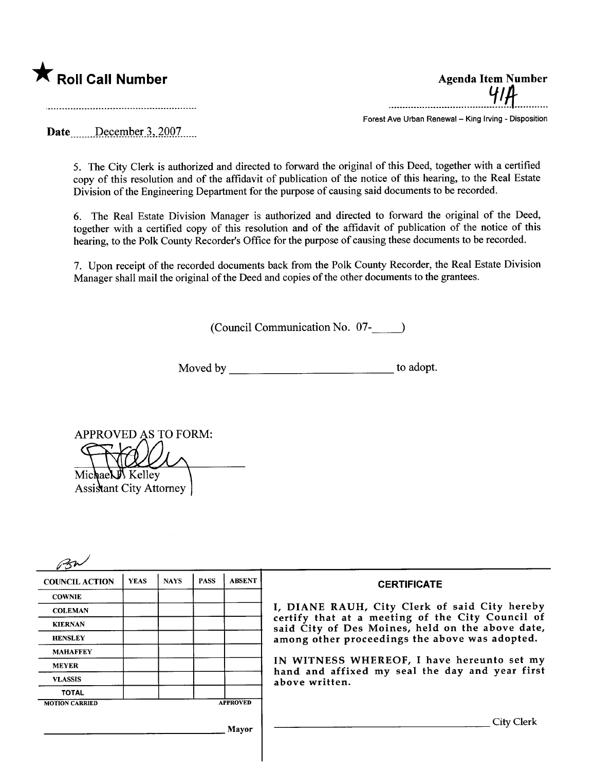★ **Roll Call Number**

**Agenda Item Number**

41A

Forest Ave Urban Renewal – King Irving - Disposition

**Date** December 3, 2007

5. The City Clerk is authorized and directed to forward the original of this Deed, together with a certified copy of this resolution and of the affidavit of publication of the notice of this hearing, to the Real Estate Division of the Engineering Department for the purpose of causing said documents to be recorded.

6. The Real Estate Division Manager is authorized and directed to forward the original of the Deed, together with a certified copy of this resolution and of the affidavit of publication of the notice of this hearing, to the Polk County Recorder's Office for the purpose of causing these documents to be recorded.

7. Upon receipt of the recorded documents back from the Polk County Recorder, the Real Estate Division Manager shall mail the original of the Deed and copies of the other documents to the grantees.

(Council Communication No. 07-_____)

Moved by ____________________________ to adopt.

APPROVED AS TO FORM:

Michael F. Kelley
Assistant City Attorney

| COUNCIL ACTION | YEAS | NAYS | PASS | ABSENT |
|---|---|---|---|---|
| COWNIE | | | | |
| COLEMAN | | | | |
| KIERNAN | | | | |
| HENSLEY | | | | |
| MAHAFFEY | | | | |
| MEYER | | | | |
| VLASSIS | | | | |
| TOTAL | | | | |

MOTION CARRIED &nbsp;&nbsp;&nbsp;&nbsp;&nbsp;&nbsp;&nbsp;&nbsp; APPROVED

______________________________ Mayor

**CERTIFICATE**

I, DIANE RAUH, City Clerk of said City hereby certify that at a meeting of the City Council of said City of Des Moines, held on the above date, among other proceedings the above was adopted.

IN WITNESS WHEREOF, I have hereunto set my hand and affixed my seal the day and year first above written.

______________________________ City Clerk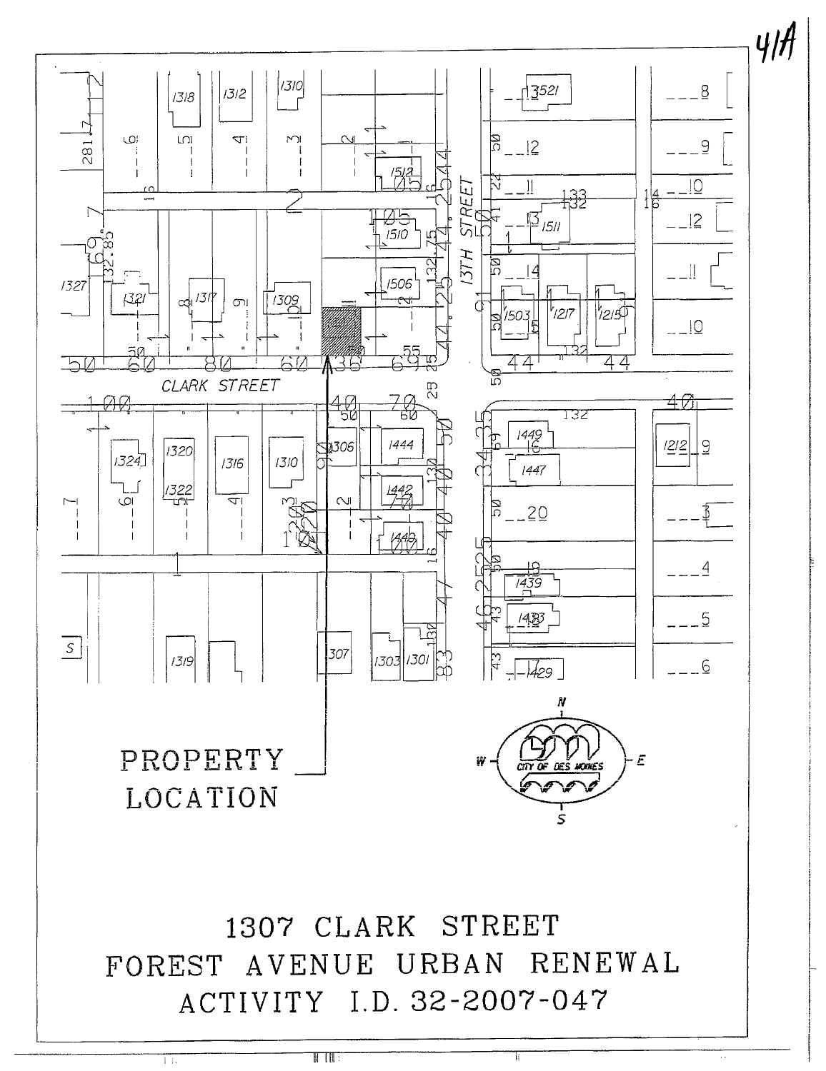41A

13TH STREET

CLARK STREET

PROPERTY LOCATION

CITY OF DES MOINES

# 1307 CLARK STREET
# FOREST AVENUE URBAN RENEWAL
# ACTIVITY I.D. 32-2007-047